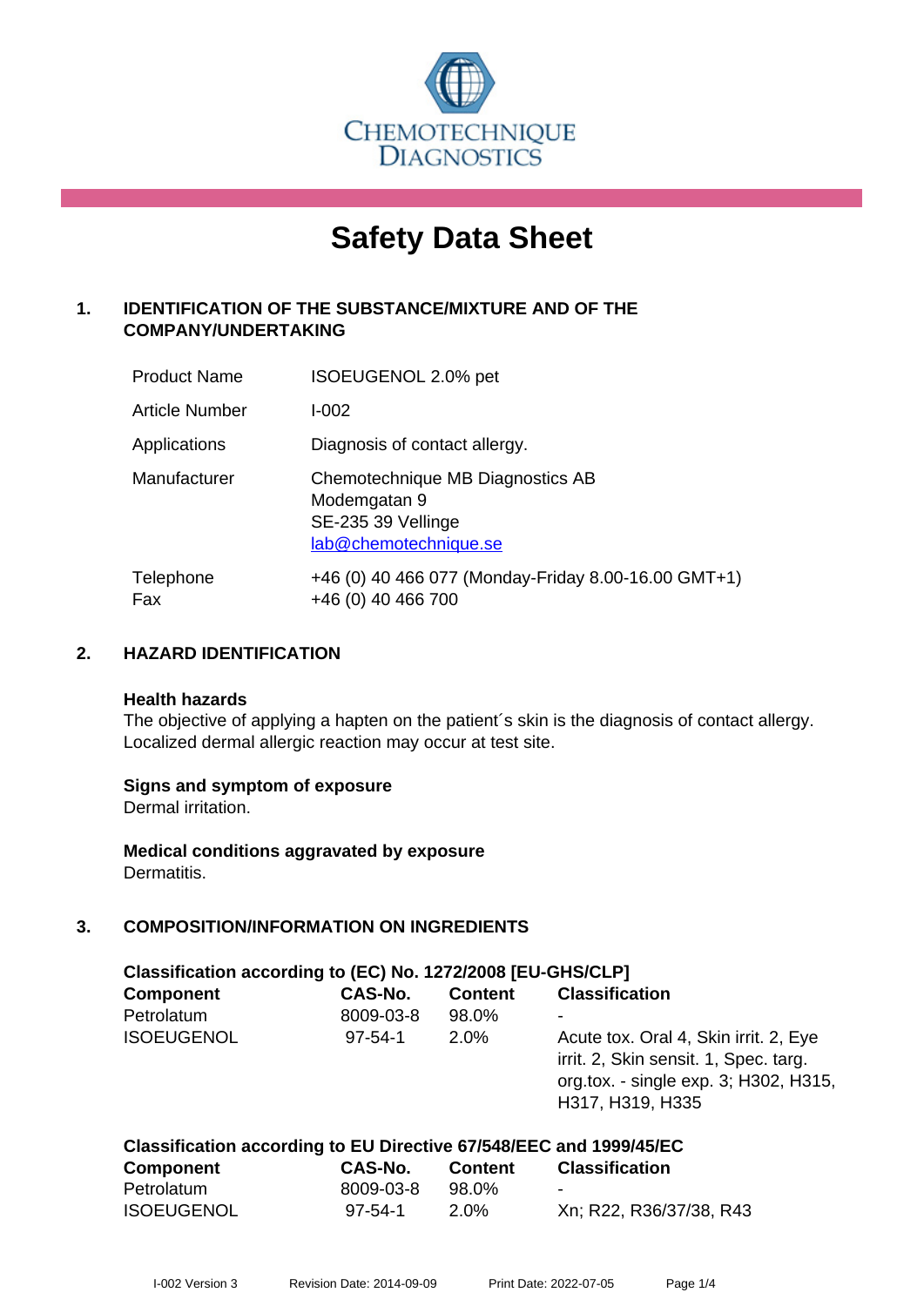CHEMOTECHNIQUE DIAGNOSTICS

# Safety Data Sheet

## 1. IDENTIFICATION OF THE SUBSTANCE/MIXTURE AND OF THE COMPANY/UNDERTAKING

| | |
|---|---|
| Product Name | ISOEUGENOL 2.0% pet |
| Article Number | I-002 |
| Applications | Diagnosis of contact allergy. |
| Manufacturer | Chemotechnique MB Diagnostics AB<br>Modemgatan 9<br>SE-235 39 Vellinge<br>lab@chemotechnique.se |
| Telephone<br>Fax | +46 (0) 40 466 077 (Monday-Friday 8.00-16.00 GMT+1)<br>+46 (0) 40 466 700 |

## 2. HAZARD IDENTIFICATION

**Health hazards**
The objective of applying a hapten on the patient´s skin is the diagnosis of contact allergy. Localized dermal allergic reaction may occur at test site.

**Signs and symptom of exposure**
Dermal irritation.

**Medical conditions aggravated by exposure**
Dermatitis.

## 3. COMPOSITION/INFORMATION ON INGREDIENTS

**Classification according to (EC) No. 1272/2008 [EU-GHS/CLP]**

| Component | CAS-No. | Content | Classification |
|---|---|---|---|
| Petrolatum | 8009-03-8 | 98.0% | - |
| ISOEUGENOL | 97-54-1 | 2.0% | Acute tox. Oral 4, Skin irrit. 2, Eye irrit. 2, Skin sensit. 1, Spec. targ. org.tox. - single exp. 3; H302, H315, H317, H319, H335 |

**Classification according to EU Directive 67/548/EEC and 1999/45/EC**

| Component | CAS-No. | Content | Classification |
|---|---|---|---|
| Petrolatum | 8009-03-8 | 98.0% | - |
| ISOEUGENOL | 97-54-1 | 2.0% | Xn; R22, R36/37/38, R43 |

I-002 Version 3 Revision Date: 2014-09-09 Print Date: 2022-07-05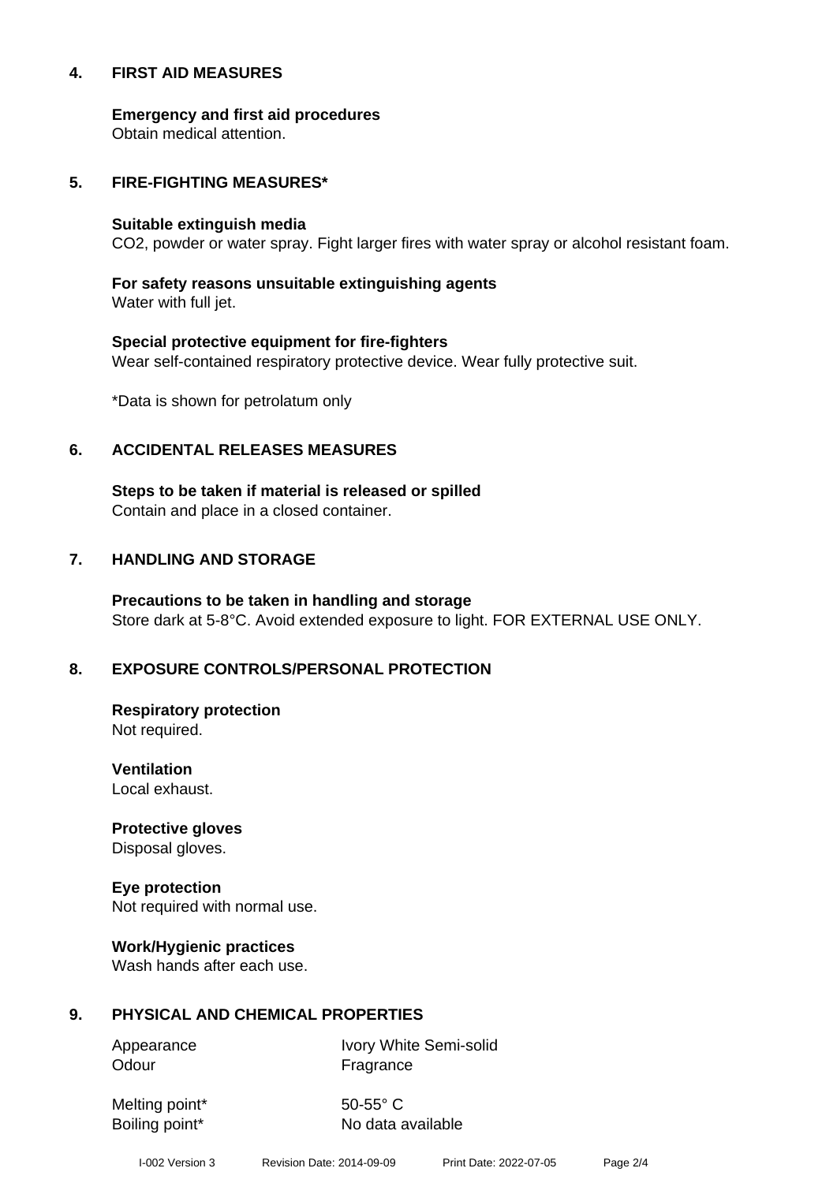## 4. FIRST AID MEASURES

**Emergency and first aid procedures**
Obtain medical attention.

## 5. FIRE-FIGHTING MEASURES*

**Suitable extinguish media**
$CO_2$, powder or water spray. Fight larger fires with water spray or alcohol resistant foam.

**For safety reasons unsuitable extinguishing agents**
Water with full jet.

**Special protective equipment for fire-fighters**
Wear self-contained respiratory protective device. Wear fully protective suit.

*Data is shown for petrolatum only

## 6. ACCIDENTAL RELEASES MEASURES

**Steps to be taken if material is released or spilled**
Contain and place in a closed container.

## 7. HANDLING AND STORAGE

**Precautions to be taken in handling and storage**
Store dark at 5-8°C. Avoid extended exposure to light. FOR EXTERNAL USE ONLY.

## 8. EXPOSURE CONTROLS/PERSONAL PROTECTION

**Respiratory protection**
Not required.

**Ventilation**
Local exhaust.

**Protective gloves**
Disposal gloves.

**Eye protection**
Not required with normal use.

**Work/Hygienic practices**
Wash hands after each use.

## 9. PHYSICAL AND CHEMICAL PROPERTIES

| | |
|---|---|
| Appearance | Ivory White Semi-solid |
| Odour | Fragrance |
| Melting point* | 50-55° C |
| Boiling point* | No data available |

I-002 Version 3 Revision Date: 2014-09-09 Print Date: 2022-07-05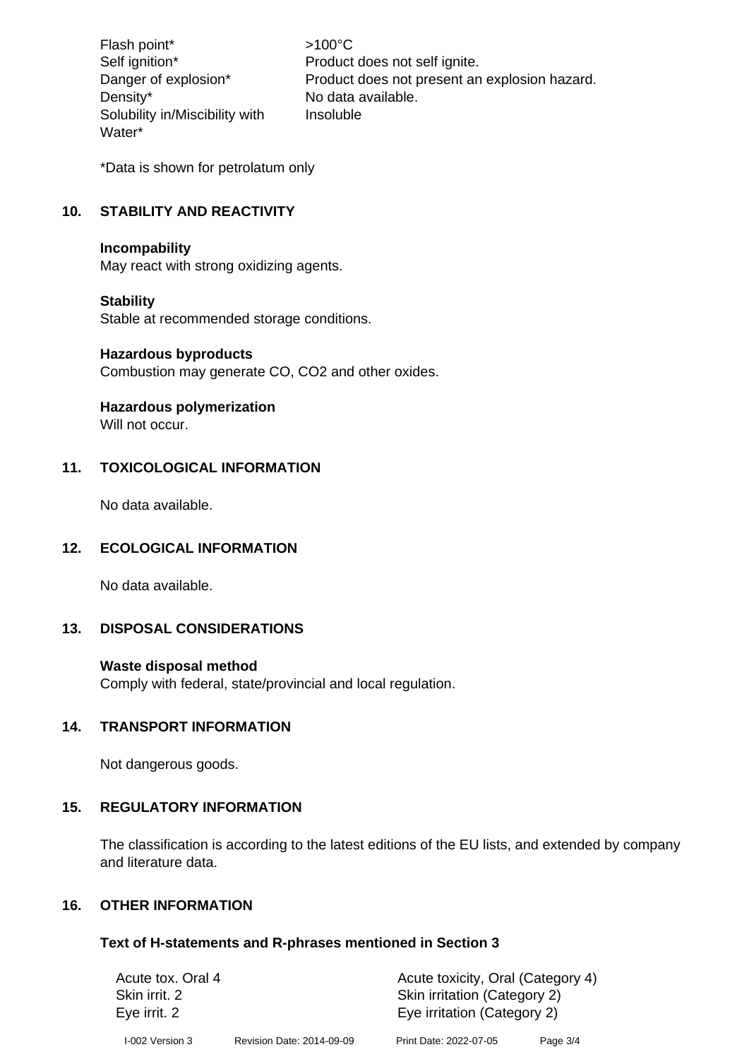| | |
|---|---|
| Flash point* | >100°C |
| Self ignition* | Product does not self ignite. |
| Danger of explosion* | Product does not present an explosion hazard. |
| Density* | No data available. |
| Solubility in/Miscibility with Water* | Insoluble |

*Data is shown for petrolatum only

## 10. STABILITY AND REACTIVITY

**Incompability**
May react with strong oxidizing agents.

**Stability**
Stable at recommended storage conditions.

**Hazardous byproducts**
Combustion may generate CO, $CO_2$ and other oxides.

**Hazardous polymerization**
Will not occur.

## 11. TOXICOLOGICAL INFORMATION

No data available.

## 12. ECOLOGICAL INFORMATION

No data available.

## 13. DISPOSAL CONSIDERATIONS

**Waste disposal method**
Comply with federal, state/provincial and local regulation.

## 14. TRANSPORT INFORMATION

Not dangerous goods.

## 15. REGULATORY INFORMATION

The classification is according to the latest editions of the EU lists, and extended by company and literature data.

## 16. OTHER INFORMATION

### Text of H-statements and R-phrases mentioned in Section 3

| | |
|---|---|
| Acute tox. Oral 4 | Acute toxicity, Oral (Category 4) |
| Skin irrit. 2 | Skin irritation (Category 2) |
| Eye irrit. 2 | Eye irritation (Category 2) |

I-002 Version 3 Revision Date: 2014-09-09 Print Date: 2022-07-05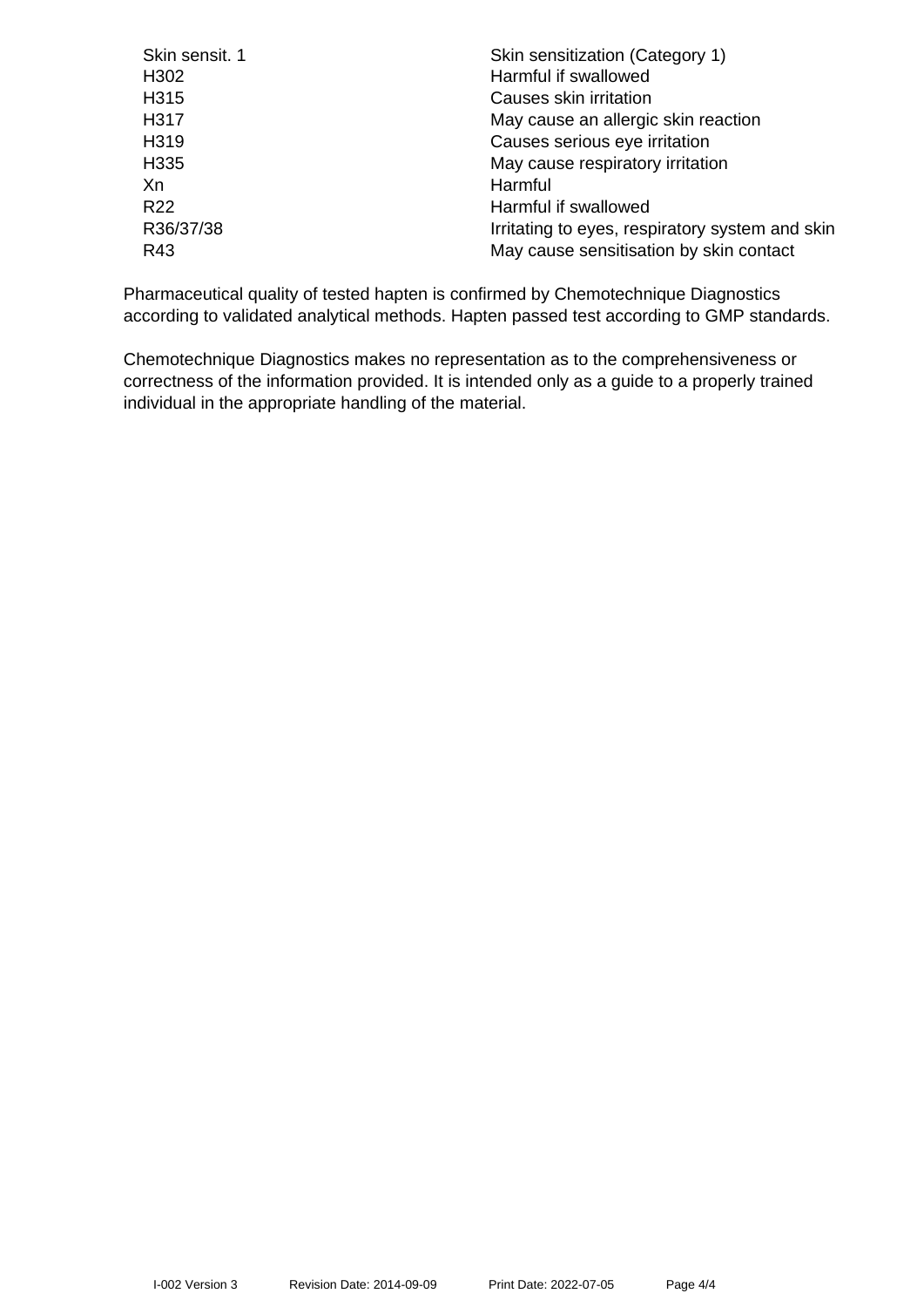| | |
|---|---|
| Skin sensit. 1 | Skin sensitization (Category 1) |
| H302 | Harmful if swallowed |
| H315 | Causes skin irritation |
| H317 | May cause an allergic skin reaction |
| H319 | Causes serious eye irritation |
| H335 | May cause respiratory irritation |
| Xn | Harmful |
| R22 | Harmful if swallowed |
| R36/37/38 | Irritating to eyes, respiratory system and skin |
| R43 | May cause sensitisation by skin contact |

Pharmaceutical quality of tested hapten is confirmed by Chemotechnique Diagnostics according to validated analytical methods. Hapten passed test according to GMP standards.

Chemotechnique Diagnostics makes no representation as to the comprehensiveness or correctness of the information provided. It is intended only as a guide to a properly trained individual in the appropriate handling of the material.